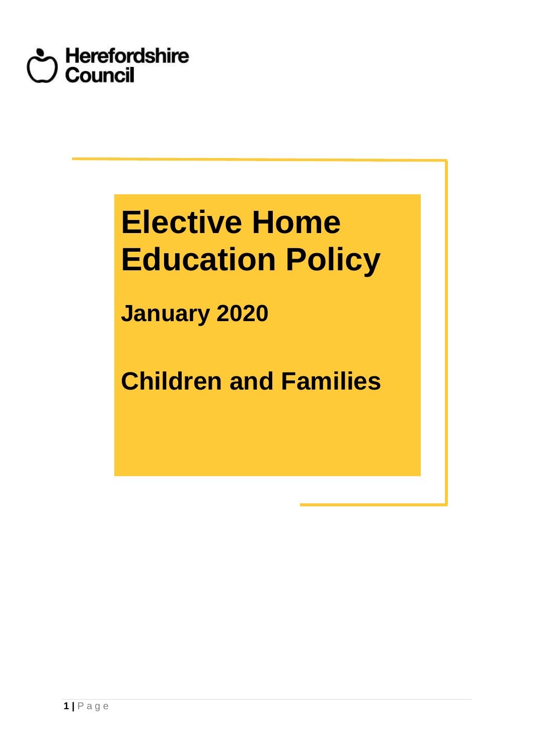Herefordshire Council

# Elective Home Education Policy

## January 2020

## Children and Families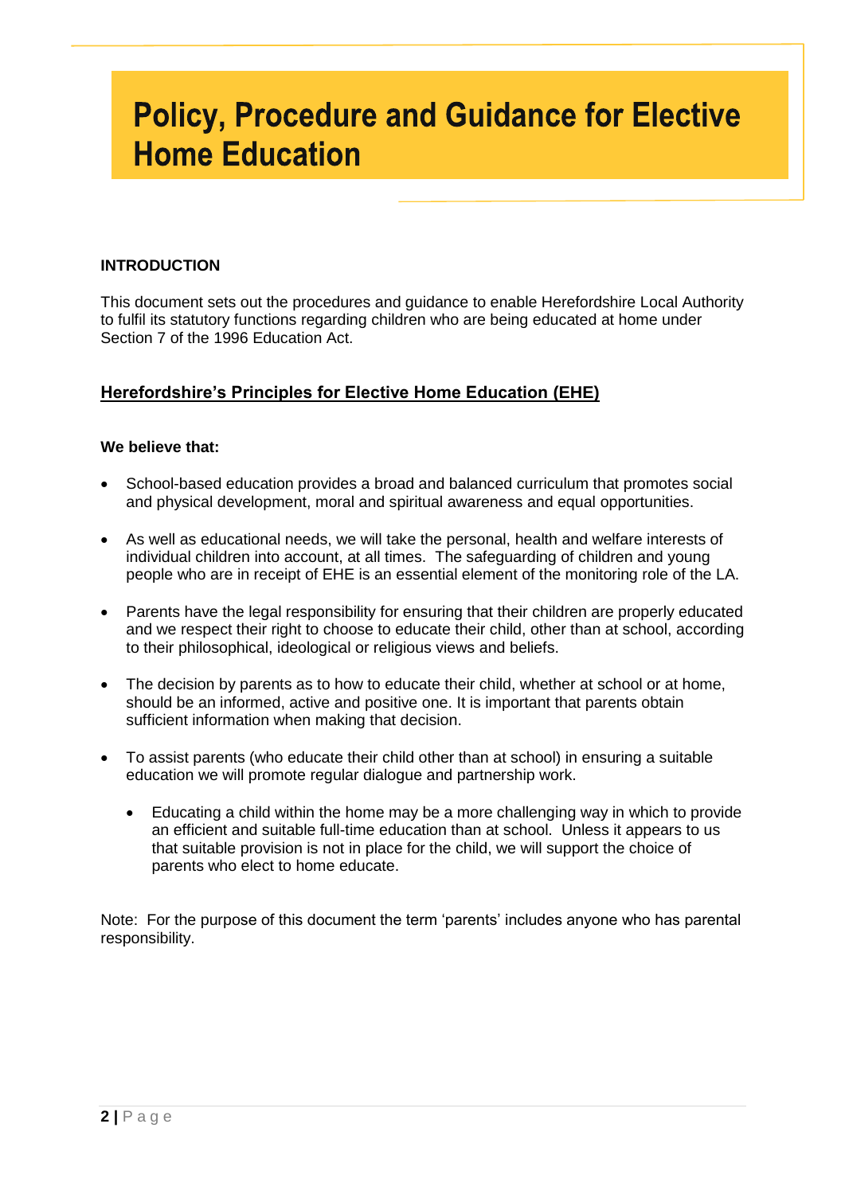# Policy, Procedure and Guidance for Elective Home Education

**INTRODUCTION**

This document sets out the procedures and guidance to enable Herefordshire Local Authority to fulfil its statutory functions regarding children who are being educated at home under Section 7 of the 1996 Education Act.

## Herefordshire's Principles for Elective Home Education (EHE)

**We believe that:**

- School-based education provides a broad and balanced curriculum that promotes social and physical development, moral and spiritual awareness and equal opportunities.
- As well as educational needs, we will take the personal, health and welfare interests of individual children into account, at all times. The safeguarding of children and young people who are in receipt of EHE is an essential element of the monitoring role of the LA.
- Parents have the legal responsibility for ensuring that their children are properly educated and we respect their right to choose to educate their child, other than at school, according to their philosophical, ideological or religious views and beliefs.
- The decision by parents as to how to educate their child, whether at school or at home, should be an informed, active and positive one. It is important that parents obtain sufficient information when making that decision.
- To assist parents (who educate their child other than at school) in ensuring a suitable education we will promote regular dialogue and partnership work.
    - Educating a child within the home may be a more challenging way in which to provide an efficient and suitable full-time education than at school. Unless it appears to us that suitable provision is not in place for the child, we will support the choice of parents who elect to home educate.

Note: For the purpose of this document the term 'parents' includes anyone who has parental responsibility.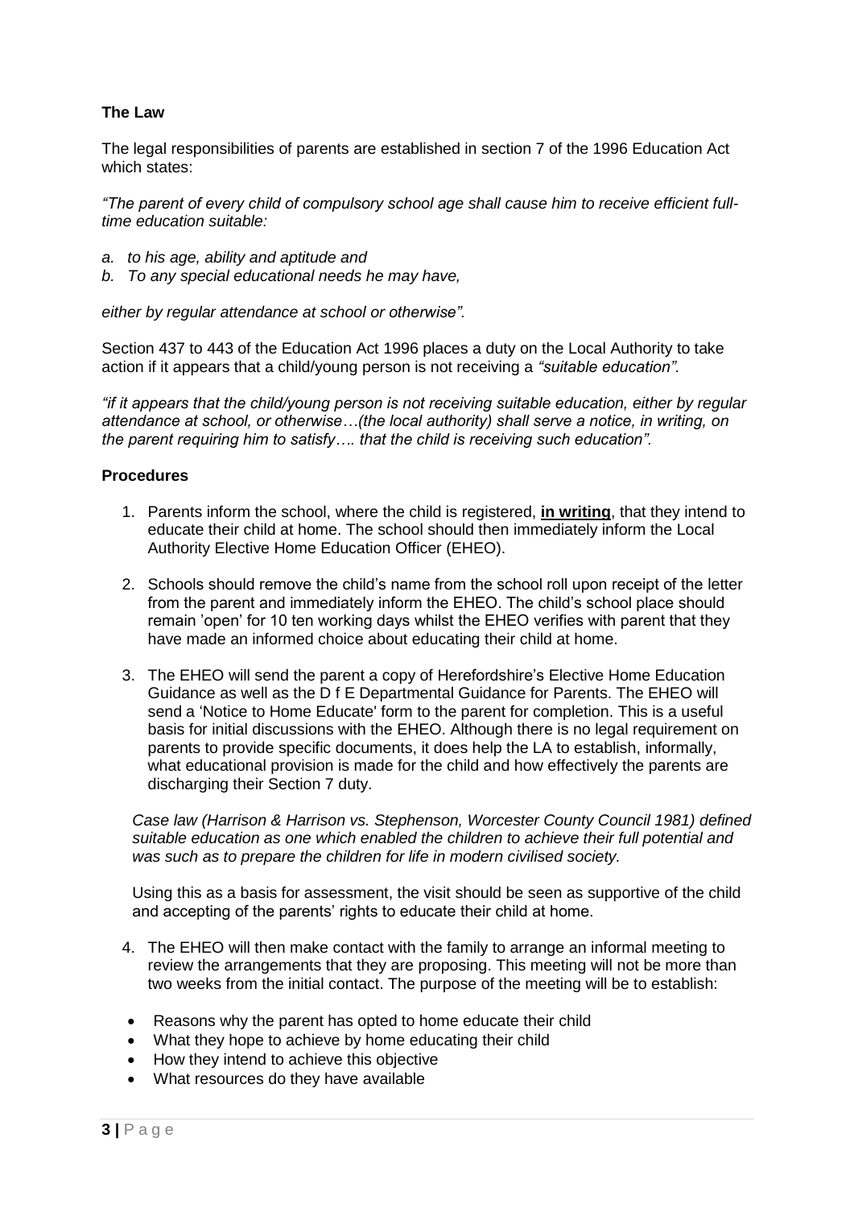**The Law**

The legal responsibilities of parents are established in section 7 of the 1996 Education Act which states:

*"The parent of every child of compulsory school age shall cause him to receive efficient full-time education suitable:*

*a. to his age, ability and aptitude and*
*b. To any special educational needs he may have,*

*either by regular attendance at school or otherwise".*

Section 437 to 443 of the Education Act 1996 places a duty on the Local Authority to take action if it appears that a child/young person is not receiving a *"suitable education".*

*"if it appears that the child/young person is not receiving suitable education, either by regular attendance at school, or otherwise…(the local authority) shall serve a notice, in writing, on the parent requiring him to satisfy…. that the child is receiving such education".*

**Procedures**

1. Parents inform the school, where the child is registered, **in writing**, that they intend to educate their child at home. The school should then immediately inform the Local Authority Elective Home Education Officer (EHEO).

2. Schools should remove the child's name from the school roll upon receipt of the letter from the parent and immediately inform the EHEO. The child's school place should remain 'open' for 10 ten working days whilst the EHEO verifies with parent that they have made an informed choice about educating their child at home.

3. The EHEO will send the parent a copy of Herefordshire's Elective Home Education Guidance as well as the D f E Departmental Guidance for Parents. The EHEO will send a 'Notice to Home Educate' form to the parent for completion. This is a useful basis for initial discussions with the EHEO. Although there is no legal requirement on parents to provide specific documents, it does help the LA to establish, informally, what educational provision is made for the child and how effectively the parents are discharging their Section 7 duty.

   *Case law (Harrison & Harrison vs. Stephenson, Worcester County Council 1981) defined suitable education as one which enabled the children to achieve their full potential and was such as to prepare the children for life in modern civilised society.*

   Using this as a basis for assessment, the visit should be seen as supportive of the child and accepting of the parents' rights to educate their child at home.

4. The EHEO will then make contact with the family to arrange an informal meeting to review the arrangements that they are proposing. This meeting will not be more than two weeks from the initial contact. The purpose of the meeting will be to establish:

- Reasons why the parent has opted to home educate their child
- What they hope to achieve by home educating their child
- How they intend to achieve this objective
- What resources do they have available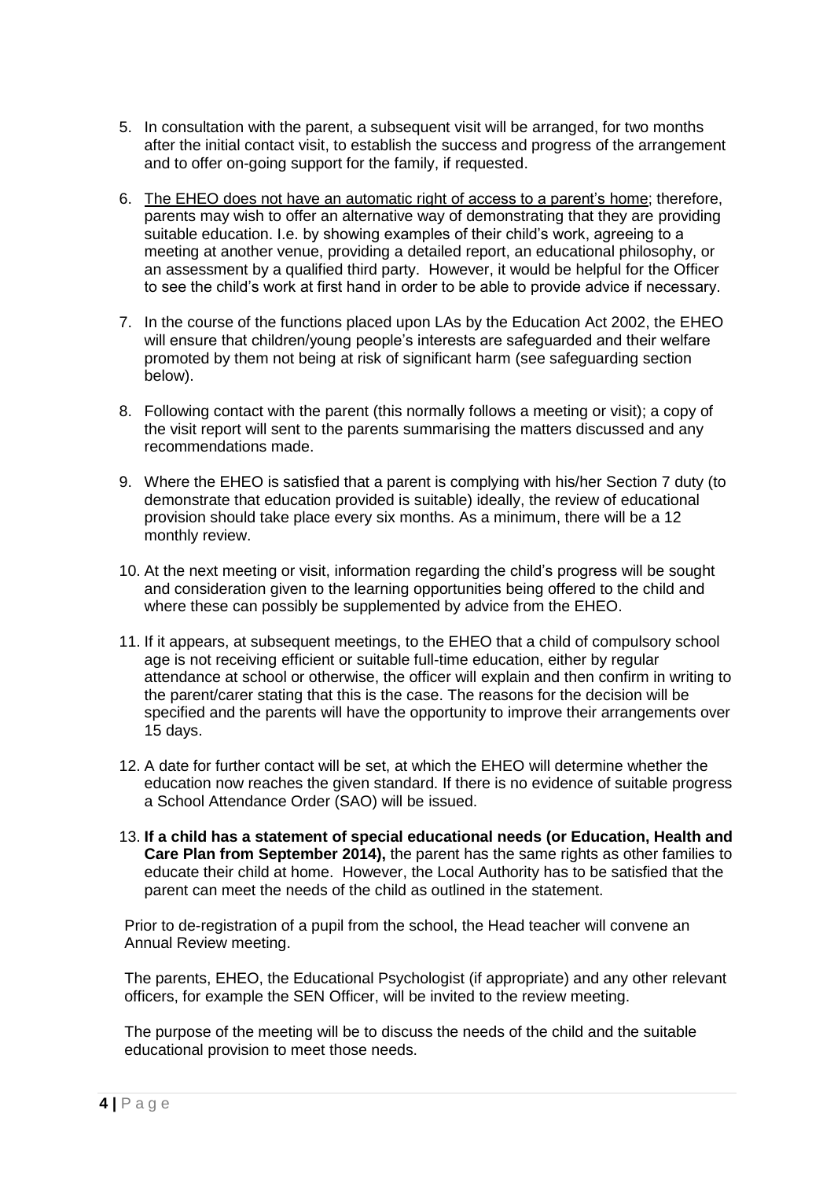5. In consultation with the parent, a subsequent visit will be arranged, for two months after the initial contact visit, to establish the success and progress of the arrangement and to offer on-going support for the family, if requested.

6. <u>The EHEO does not have an automatic right of access to a parent's home</u>; therefore, parents may wish to offer an alternative way of demonstrating that they are providing suitable education. I.e. by showing examples of their child's work, agreeing to a meeting at another venue, providing a detailed report, an educational philosophy, or an assessment by a qualified third party. However, it would be helpful for the Officer to see the child's work at first hand in order to be able to provide advice if necessary.

7. In the course of the functions placed upon LAs by the Education Act 2002, the EHEO will ensure that children/young people's interests are safeguarded and their welfare promoted by them not being at risk of significant harm (see safeguarding section below).

8. Following contact with the parent (this normally follows a meeting or visit); a copy of the visit report will sent to the parents summarising the matters discussed and any recommendations made.

9. Where the EHEO is satisfied that a parent is complying with his/her Section 7 duty (to demonstrate that education provided is suitable) ideally, the review of educational provision should take place every six months. As a minimum, there will be a 12 monthly review.

10. At the next meeting or visit, information regarding the child's progress will be sought and consideration given to the learning opportunities being offered to the child and where these can possibly be supplemented by advice from the EHEO.

11. If it appears, at subsequent meetings, to the EHEO that a child of compulsory school age is not receiving efficient or suitable full-time education, either by regular attendance at school or otherwise, the officer will explain and then confirm in writing to the parent/carer stating that this is the case. The reasons for the decision will be specified and the parents will have the opportunity to improve their arrangements over 15 days.

12. A date for further contact will be set, at which the EHEO will determine whether the education now reaches the given standard. If there is no evidence of suitable progress a School Attendance Order (SAO) will be issued.

13. **If a child has a statement of special educational needs (or Education, Health and Care Plan from September 2014),** the parent has the same rights as other families to educate their child at home. However, the Local Authority has to be satisfied that the parent can meet the needs of the child as outlined in the statement.

    Prior to de-registration of a pupil from the school, the Head teacher will convene an Annual Review meeting.

    The parents, EHEO, the Educational Psychologist (if appropriate) and any other relevant officers, for example the SEN Officer, will be invited to the review meeting.

    The purpose of the meeting will be to discuss the needs of the child and the suitable educational provision to meet those needs.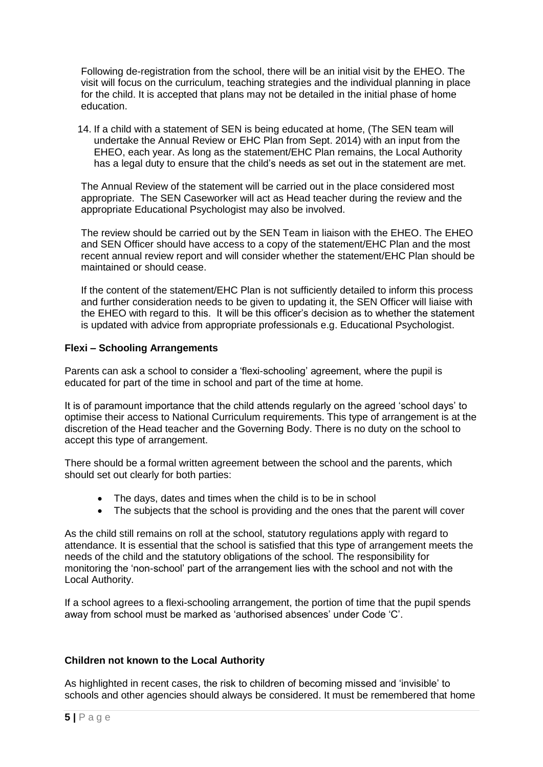Following de-registration from the school, there will be an initial visit by the EHEO. The visit will focus on the curriculum, teaching strategies and the individual planning in place for the child. It is accepted that plans may not be detailed in the initial phase of home education.

14. If a child with a statement of SEN is being educated at home, (The SEN team will undertake the Annual Review or EHC Plan from Sept. 2014) with an input from the EHEO, each year. As long as the statement/EHC Plan remains, the Local Authority has a legal duty to ensure that the child's needs as set out in the statement are met.

The Annual Review of the statement will be carried out in the place considered most appropriate. The SEN Caseworker will act as Head teacher during the review and the appropriate Educational Psychologist may also be involved.

The review should be carried out by the SEN Team in liaison with the EHEO. The EHEO and SEN Officer should have access to a copy of the statement/EHC Plan and the most recent annual review report and will consider whether the statement/EHC Plan should be maintained or should cease.

If the content of the statement/EHC Plan is not sufficiently detailed to inform this process and further consideration needs to be given to updating it, the SEN Officer will liaise with the EHEO with regard to this. It will be this officer's decision as to whether the statement is updated with advice from appropriate professionals e.g. Educational Psychologist.

**Flexi – Schooling Arrangements**

Parents can ask a school to consider a 'flexi-schooling' agreement, where the pupil is educated for part of the time in school and part of the time at home.

It is of paramount importance that the child attends regularly on the agreed 'school days' to optimise their access to National Curriculum requirements. This type of arrangement is at the discretion of the Head teacher and the Governing Body. There is no duty on the school to accept this type of arrangement.

There should be a formal written agreement between the school and the parents, which should set out clearly for both parties:

- The days, dates and times when the child is to be in school
- The subjects that the school is providing and the ones that the parent will cover

As the child still remains on roll at the school, statutory regulations apply with regard to attendance. It is essential that the school is satisfied that this type of arrangement meets the needs of the child and the statutory obligations of the school. The responsibility for monitoring the 'non-school' part of the arrangement lies with the school and not with the Local Authority.

If a school agrees to a flexi-schooling arrangement, the portion of time that the pupil spends away from school must be marked as 'authorised absences' under Code 'C'.

**Children not known to the Local Authority**

As highlighted in recent cases, the risk to children of becoming missed and 'invisible' to schools and other agencies should always be considered. It must be remembered that home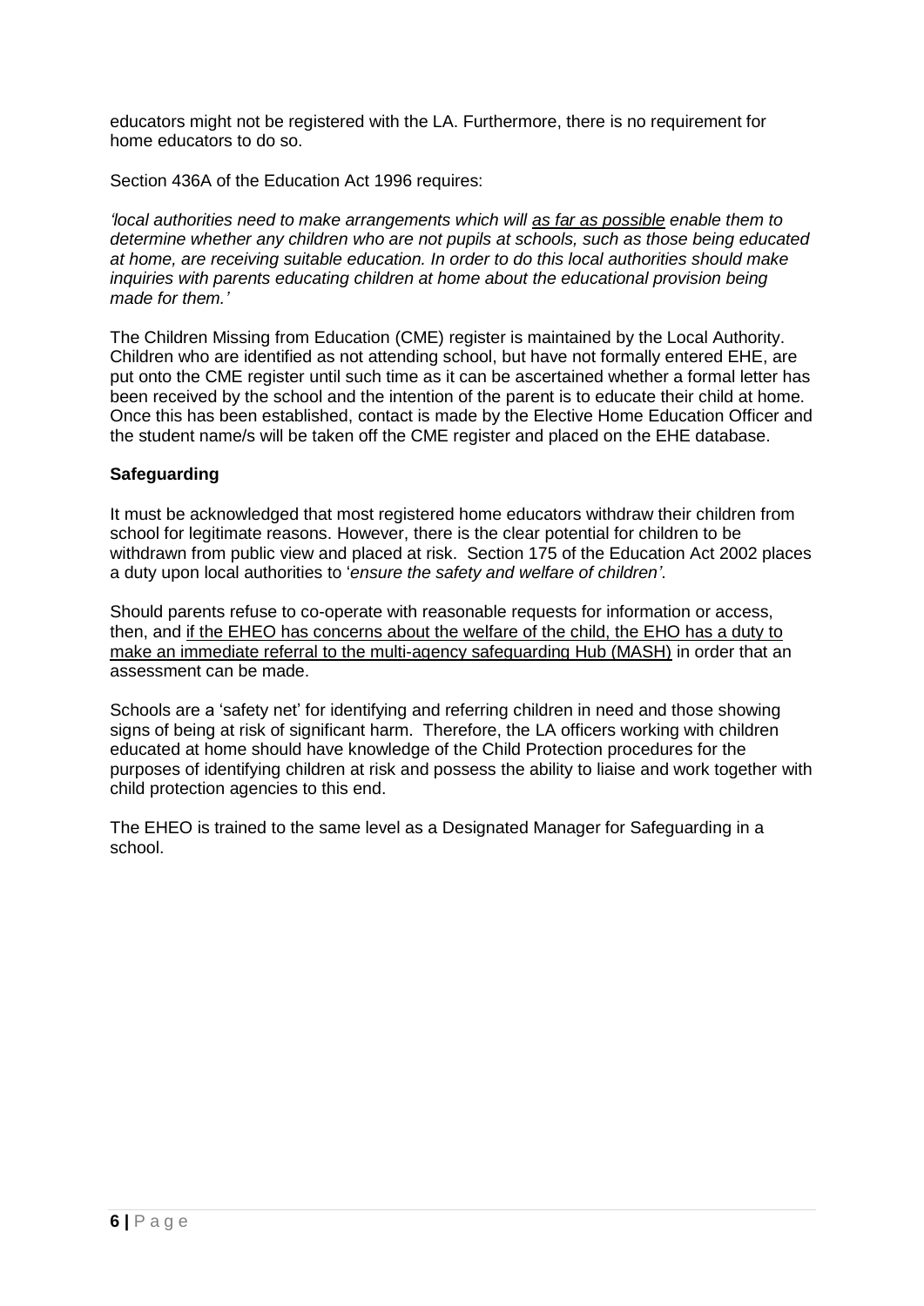educators might not be registered with the LA. Furthermore, there is no requirement for home educators to do so.

Section 436A of the Education Act 1996 requires:

*'local authorities need to make arrangements which will <u>as far as possible</u> enable them to determine whether any children who are not pupils at schools, such as those being educated at home, are receiving suitable education. In order to do this local authorities should make inquiries with parents educating children at home about the educational provision being made for them.'*

The Children Missing from Education (CME) register is maintained by the Local Authority. Children who are identified as not attending school, but have not formally entered EHE, are put onto the CME register until such time as it can be ascertained whether a formal letter has been received by the school and the intention of the parent is to educate their child at home. Once this has been established, contact is made by the Elective Home Education Officer and the student name/s will be taken off the CME register and placed on the EHE database.

**Safeguarding**

It must be acknowledged that most registered home educators withdraw their children from school for legitimate reasons. However, there is the clear potential for children to be withdrawn from public view and placed at risk. Section 175 of the Education Act 2002 places a duty upon local authorities to '*ensure the safety and welfare of children'*.

Should parents refuse to co-operate with reasonable requests for information or access, then, and <u>if the EHEO has concerns about the welfare of the child, the EHO has a duty to make an immediate referral to the multi-agency safeguarding Hub (MASH)</u> in order that an assessment can be made.

Schools are a 'safety net' for identifying and referring children in need and those showing signs of being at risk of significant harm. Therefore, the LA officers working with children educated at home should have knowledge of the Child Protection procedures for the purposes of identifying children at risk and possess the ability to liaise and work together with child protection agencies to this end.

The EHEO is trained to the same level as a Designated Manager for Safeguarding in a school.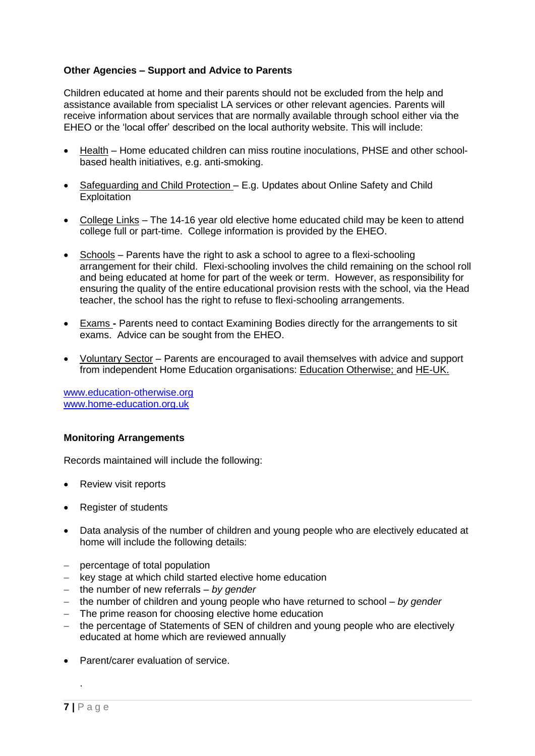**Other Agencies – Support and Advice to Parents**

Children educated at home and their parents should not be excluded from the help and assistance available from specialist LA services or other relevant agencies. Parents will receive information about services that are normally available through school either via the EHEO or the 'local offer' described on the local authority website. This will include:

- Health – Home educated children can miss routine inoculations, PHSE and other school-based health initiatives, e.g. anti-smoking.
- Safeguarding and Child Protection – E.g. Updates about Online Safety and Child Exploitation
- College Links – The 14-16 year old elective home educated child may be keen to attend college full or part-time. College information is provided by the EHEO.
- Schools – Parents have the right to ask a school to agree to a flexi-schooling arrangement for their child. Flexi-schooling involves the child remaining on the school roll and being educated at home for part of the week or term. However, as responsibility for ensuring the quality of the entire educational provision rests with the school, via the Head teacher, the school has the right to refuse to flexi-schooling arrangements.
- Exams **-** Parents need to contact Examining Bodies directly for the arrangements to sit exams. Advice can be sought from the EHEO.
- Voluntary Sector – Parents are encouraged to avail themselves with advice and support from independent Home Education organisations: Education Otherwise; and HE-UK.

www.education-otherwise.org
www.home-education.org.uk

**Monitoring Arrangements**

Records maintained will include the following:

- Review visit reports
- Register of students
- Data analysis of the number of children and young people who are electively educated at home will include the following details:

  - percentage of total population
  - key stage at which child started elective home education
  - the number of new referrals – *by gender*
  - the number of children and young people who have returned to school – *by gender*
  - The prime reason for choosing elective home education
  - the percentage of Statements of SEN of children and young people who are electively educated at home which are reviewed annually

- Parent/carer evaluation of service.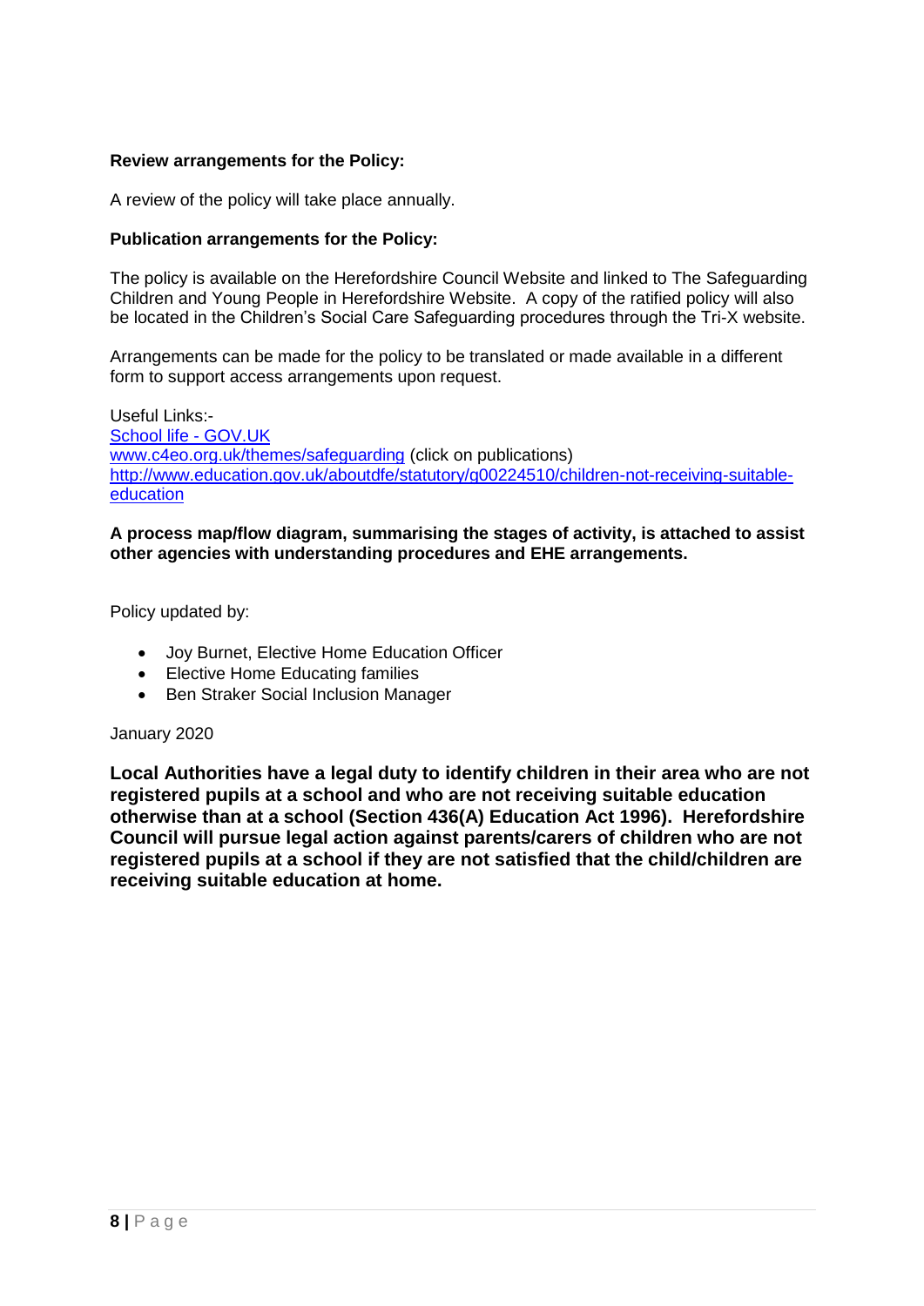**Review arrangements for the Policy:**

A review of the policy will take place annually.

**Publication arrangements for the Policy:**

The policy is available on the Herefordshire Council Website and linked to The Safeguarding Children and Young People in Herefordshire Website. A copy of the ratified policy will also be located in the Children's Social Care Safeguarding procedures through the Tri-X website.

Arrangements can be made for the policy to be translated or made available in a different form to support access arrangements upon request.

Useful Links:-
[School life - GOV.UK](School life - GOV.UK)
[www.c4eo.org.uk/themes/safeguarding](www.c4eo.org.uk/themes/safeguarding) (click on publications)
[http://www.education.gov.uk/aboutdfe/statutory/g00224510/children-not-receiving-suitable-education](http://www.education.gov.uk/aboutdfe/statutory/g00224510/children-not-receiving-suitable-education)

**A process map/flow diagram, summarising the stages of activity, is attached to assist other agencies with understanding procedures and EHE arrangements.**

Policy updated by:

- Joy Burnet, Elective Home Education Officer
- Elective Home Educating families
- Ben Straker Social Inclusion Manager

January 2020

**Local Authorities have a legal duty to identify children in their area who are not registered pupils at a school and who are not receiving suitable education otherwise than at a school (Section 436(A) Education Act 1996). Herefordshire Council will pursue legal action against parents/carers of children who are not registered pupils at a school if they are not satisfied that the child/children are receiving suitable education at home.**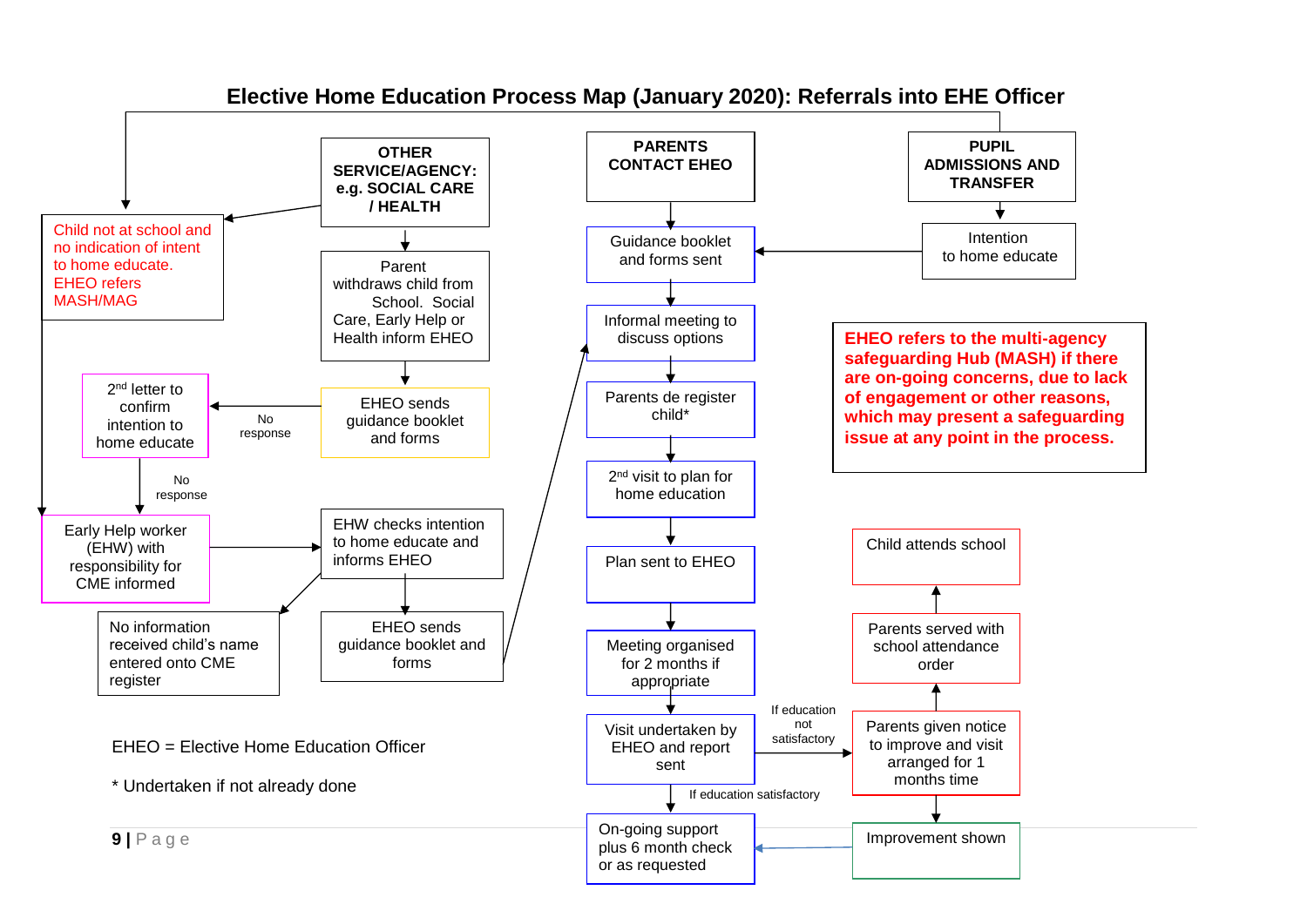# Elective Home Education Process Map (January 2020): Referrals into EHE Officer

**OTHER SERVICE/AGENCY: e.g. SOCIAL CARE / HEALTH**

**PARENTS CONTACT EHEO**

**PUPIL ADMISSIONS AND TRANSFER**

Child not at school and no indication of intent to home educate. EHEO refers MASH/MAG

Parent withdraws child from School. Social Care, Early Help or Health inform EHEO

EHEO sends guidance booklet and forms

No response

2nd letter to confirm intention to home educate

No response

Early Help worker (EHW) with responsibility for CME informed

EHW checks intention to home educate and informs EHEO

No information received child's name entered onto CME register

EHEO sends guidance booklet and forms

Intention to home educate

Guidance booklet and forms sent

Informal meeting to discuss options

Parents de register child*

2nd visit to plan for home education

Plan sent to EHEO

Meeting organised for 2 months if appropriate

Visit undertaken by EHEO and report sent

If education satisfactory

On-going support plus 6 month check or as requested

If education not satisfactory

Parents given notice to improve and visit arranged for 1 months time

Parents served with school attendance order

Child attends school

Improvement shown

**EHEO refers to the multi-agency safeguarding Hub (MASH) if there are on-going concerns, due to lack of engagement or other reasons, which may present a safeguarding issue at any point in the process.**

EHEO = Elective Home Education Officer

* Undertaken if not already done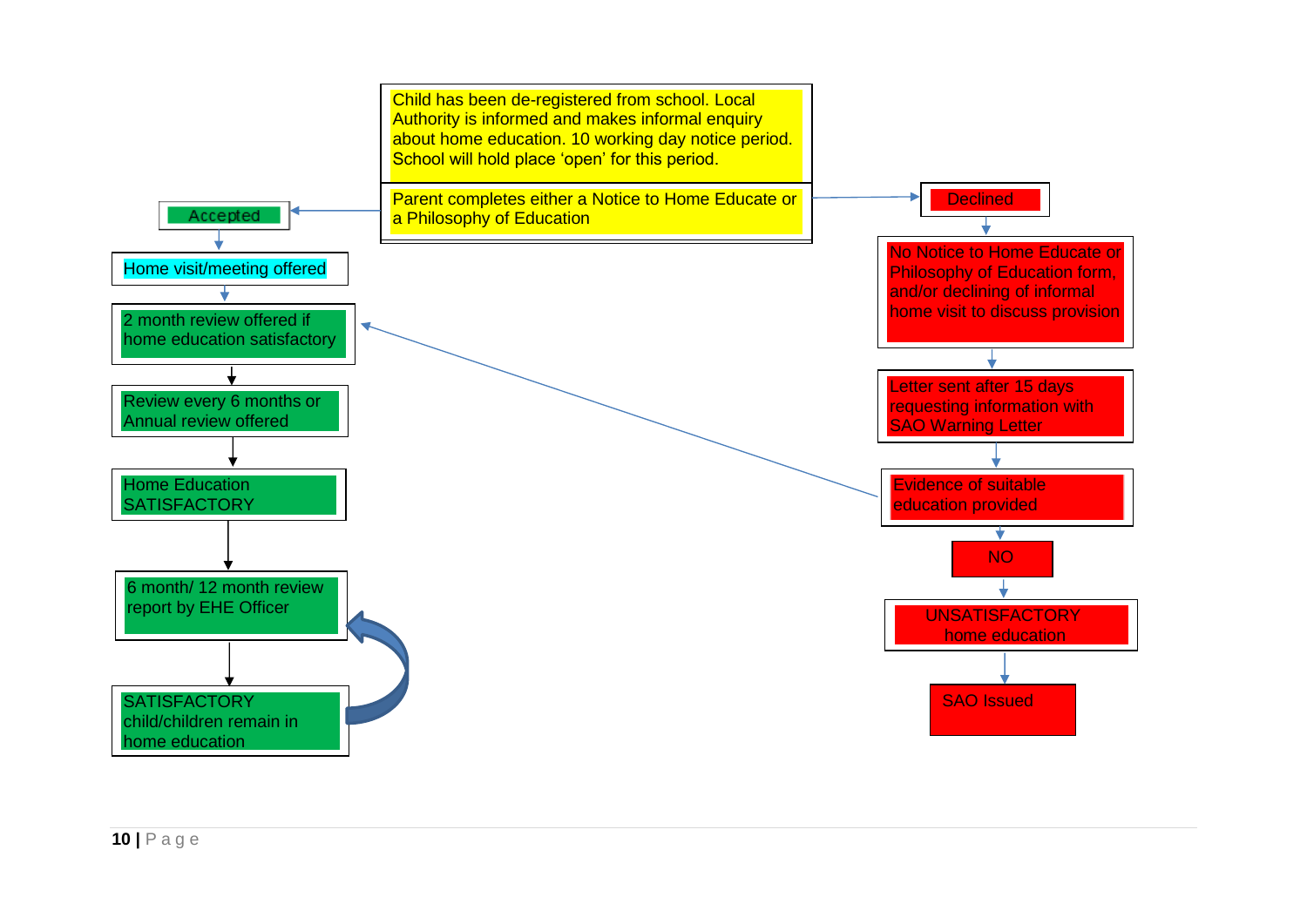Child has been de-registered from school. Local Authority is informed and makes informal enquiry about home education. 10 working day notice period. School will hold place 'open' for this period.

Parent completes either a Notice to Home Educate or a Philosophy of Education

**Accepted**

- Home visit/meeting offered
- 2 month review offered if home education satisfactory
- Review every 6 months or Annual review offered
- Home Education SATISFACTORY
- 6 month/ 12 month review report by EHE Officer
- SATISFACTORY child/children remain in home education

**Declined**

- No Notice to Home Educate or Philosophy of Education form, and/or declining of informal home visit to discuss provision
- Letter sent after 15 days requesting information with SAO Warning Letter
- Evidence of suitable education provided
- NO
- UNSATISFACTORY home education
- SAO Issued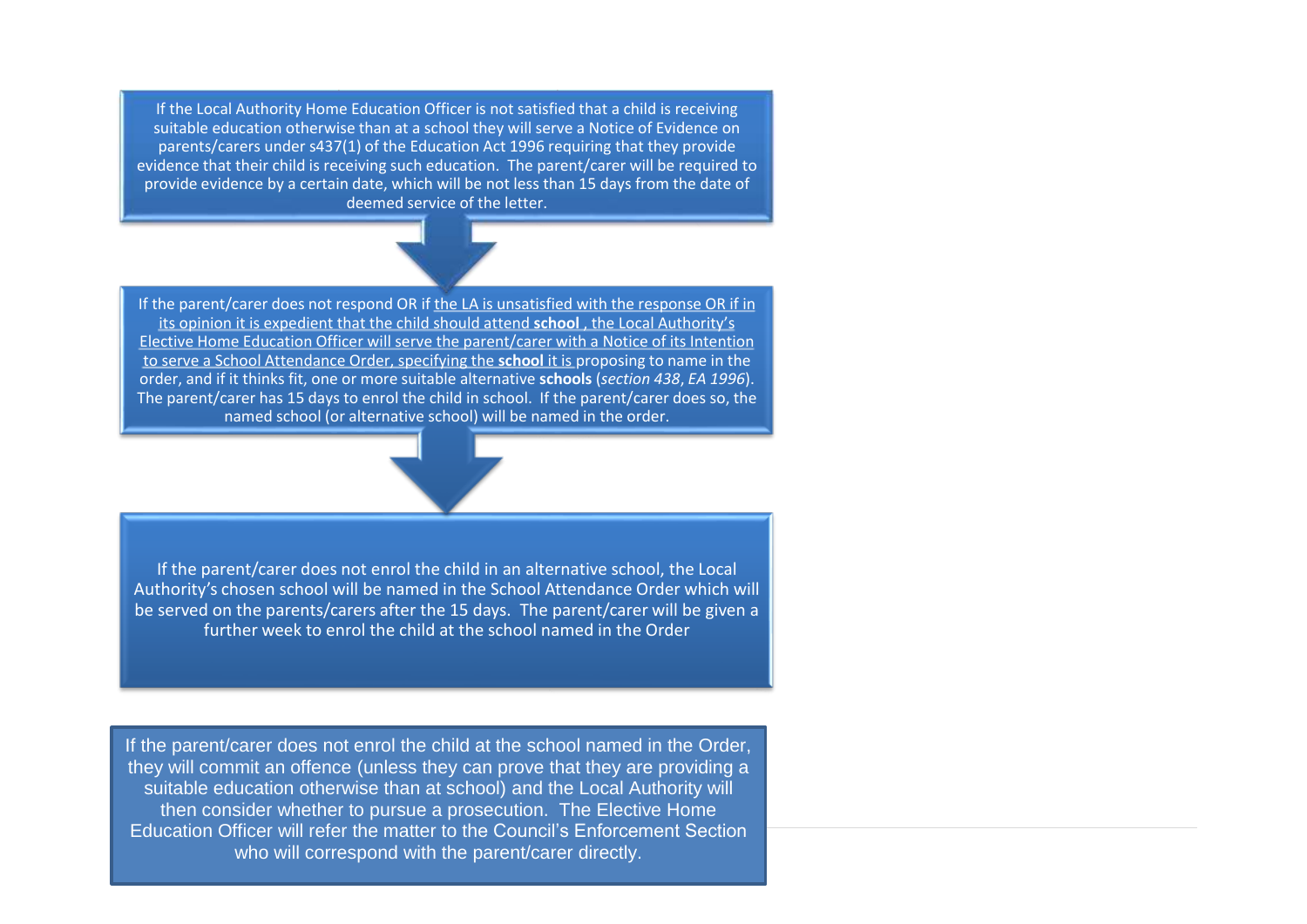If the Local Authority Home Education Officer is not satisfied that a child is receiving suitable education otherwise than at a school they will serve a Notice of Evidence on parents/carers under s437(1) of the Education Act 1996 requiring that they provide evidence that their child is receiving such education. The parent/carer will be required to provide evidence by a certain date, which will be not less than 15 days from the date of deemed service of the letter.

If the parent/carer does not respond OR if the LA is unsatisfied with the response OR if in its opinion it is expedient that the child should attend **school** , the Local Authority's Elective Home Education Officer will serve the parent/carer with a Notice of its Intention to serve a School Attendance Order, specifying the **school** it is proposing to name in the order, and if it thinks fit, one or more suitable alternative **schools** (*section 438*, *EA 1996*). The parent/carer has 15 days to enrol the child in school. If the parent/carer does so, the named school (or alternative school) will be named in the order.

If the parent/carer does not enrol the child in an alternative school, the Local Authority's chosen school will be named in the School Attendance Order which will be served on the parents/carers after the 15 days. The parent/carer will be given a further week to enrol the child at the school named in the Order

If the parent/carer does not enrol the child at the school named in the Order, they will commit an offence (unless they can prove that they are providing a suitable education otherwise than at school) and the Local Authority will then consider whether to pursue a prosecution. The Elective Home Education Officer will refer the matter to the Council's Enforcement Section who will correspond with the parent/carer directly.